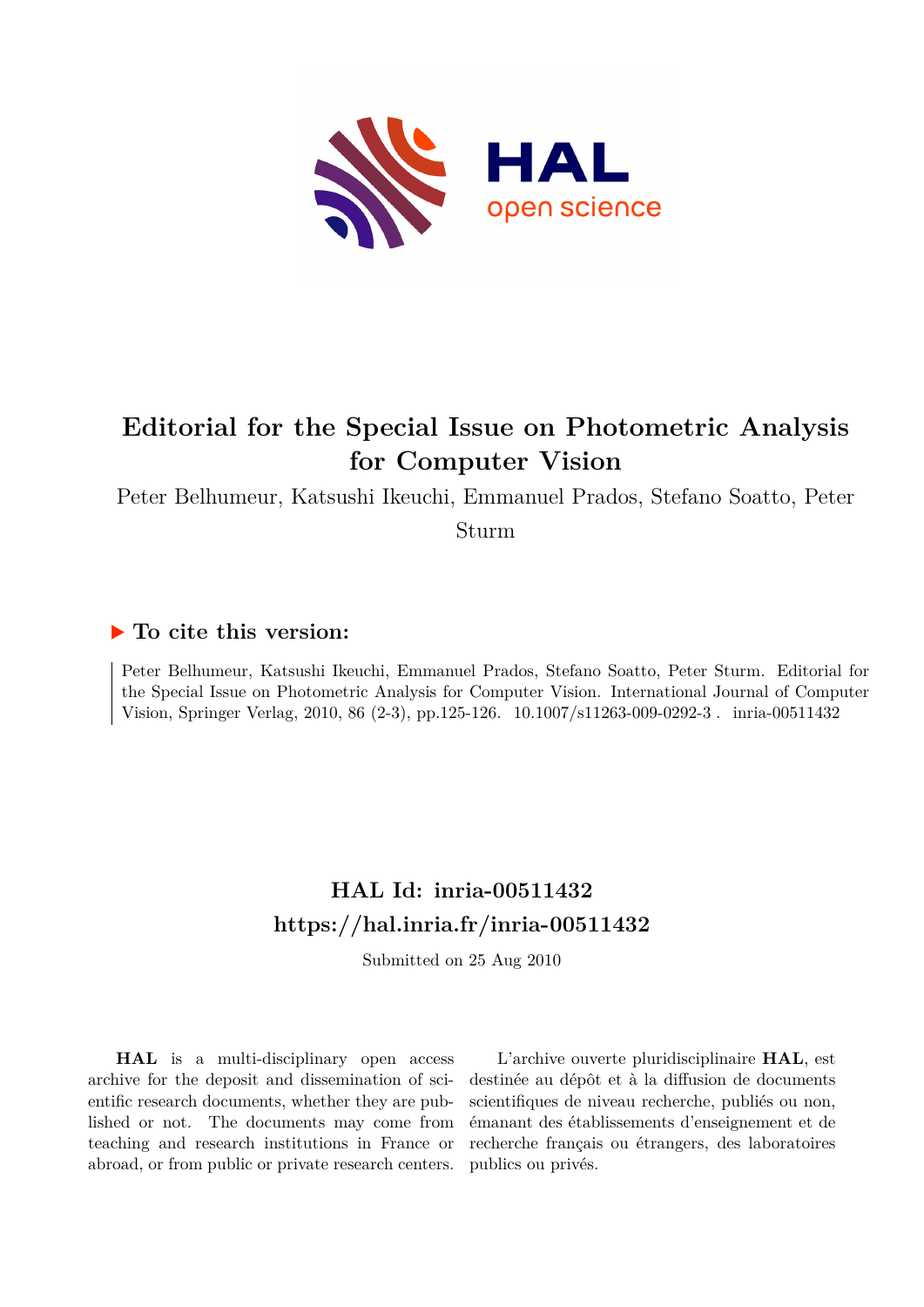# Editorial for the Special Issue on Photometric Analysis for Computer Vision

Peter Belhumeur, Katsushi Ikeuchi, Emmanuel Prados, Stefano Soatto, Peter Sturm

## ▶ To cite this version:

Peter Belhumeur, Katsushi Ikeuchi, Emmanuel Prados, Stefano Soatto, Peter Sturm. Editorial for the Special Issue on Photometric Analysis for Computer Vision. International Journal of Computer Vision, Springer Verlag, 2010, 86 (2-3), pp.125-126. 10.1007/s11263-009-0292-3 . inria-00511432

## HAL Id: inria-00511432
## https://hal.inria.fr/inria-00511432

Submitted on 25 Aug 2010

**HAL** is a multi-disciplinary open access archive for the deposit and dissemination of scientific research documents, whether they are published or not. The documents may come from teaching and research institutions in France or abroad, or from public or private research centers.

L'archive ouverte pluridisciplinaire **HAL**, est destinée au dépôt et à la diffusion de documents scientifiques de niveau recherche, publiés ou non, émanant des établissements d'enseignement et de recherche français ou étrangers, des laboratoires publics ou privés.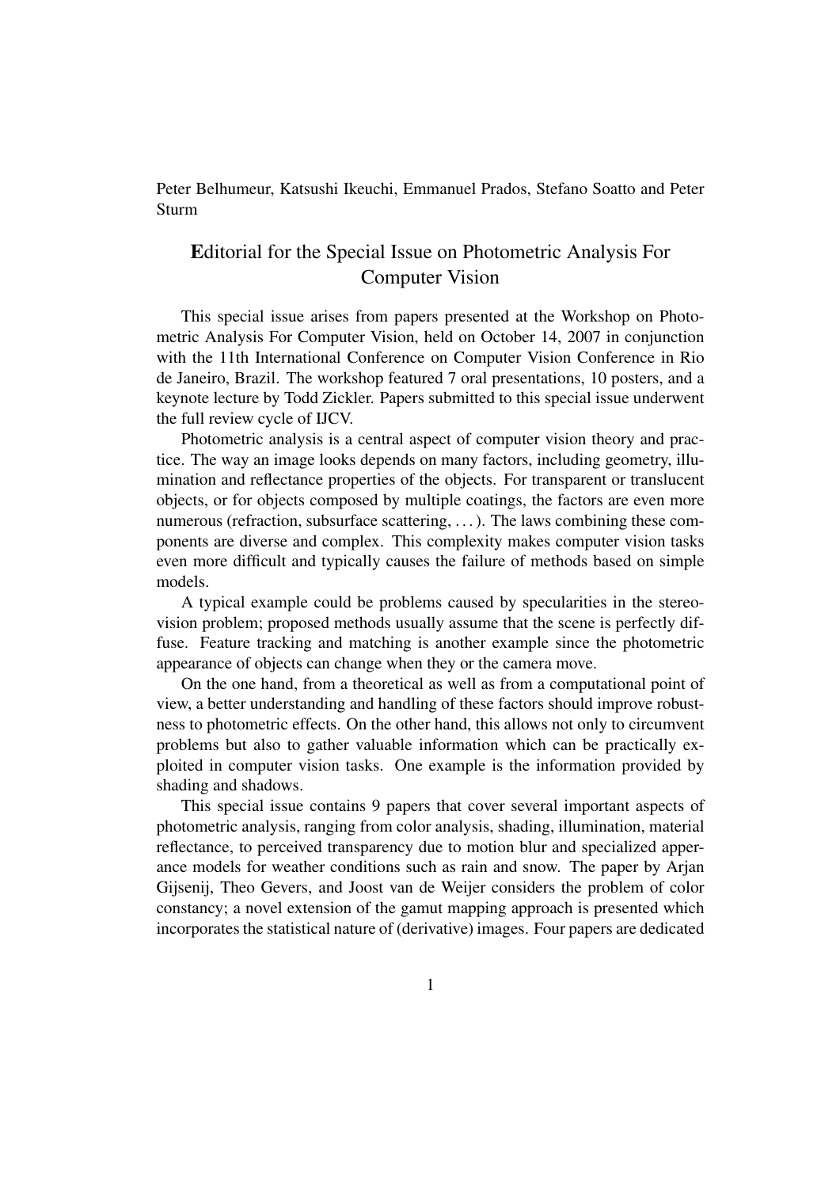Peter Belhumeur, Katsushi Ikeuchi, Emmanuel Prados, Stefano Soatto and Peter Sturm

# Editorial for the Special Issue on Photometric Analysis For Computer Vision

This special issue arises from papers presented at the Workshop on Photometric Analysis For Computer Vision, held on October 14, 2007 in conjunction with the 11th International Conference on Computer Vision Conference in Rio de Janeiro, Brazil. The workshop featured 7 oral presentations, 10 posters, and a keynote lecture by Todd Zickler. Papers submitted to this special issue underwent the full review cycle of IJCV.

Photometric analysis is a central aspect of computer vision theory and practice. The way an image looks depends on many factors, including geometry, illumination and reflectance properties of the objects. For transparent or translucent objects, or for objects composed by multiple coatings, the factors are even more numerous (refraction, subsurface scattering, . . . ). The laws combining these components are diverse and complex. This complexity makes computer vision tasks even more difficult and typically causes the failure of methods based on simple models.

A typical example could be problems caused by specularities in the stereovision problem; proposed methods usually assume that the scene is perfectly diffuse. Feature tracking and matching is another example since the photometric appearance of objects can change when they or the camera move.

On the one hand, from a theoretical as well as from a computational point of view, a better understanding and handling of these factors should improve robustness to photometric effects. On the other hand, this allows not only to circumvent problems but also to gather valuable information which can be practically exploited in computer vision tasks. One example is the information provided by shading and shadows.

This special issue contains 9 papers that cover several important aspects of photometric analysis, ranging from color analysis, shading, illumination, material reflectance, to perceived transparency due to motion blur and specialized apperance models for weather conditions such as rain and snow. The paper by Arjan Gijsenij, Theo Gevers, and Joost van de Weijer considers the problem of color constancy; a novel extension of the gamut mapping approach is presented which incorporates the statistical nature of (derivative) images. Four papers are dedicated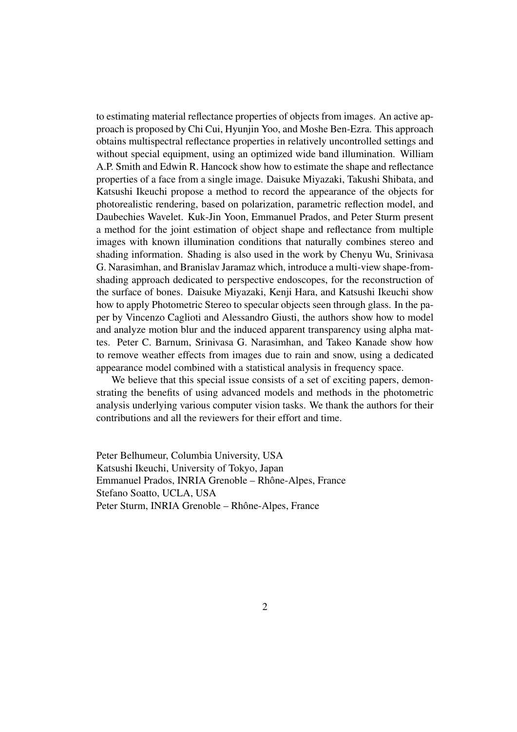to estimating material reflectance properties of objects from images. An active approach is proposed by Chi Cui, Hyunjin Yoo, and Moshe Ben-Ezra. This approach obtains multispectral reflectance properties in relatively uncontrolled settings and without special equipment, using an optimized wide band illumination. William A.P. Smith and Edwin R. Hancock show how to estimate the shape and reflectance properties of a face from a single image. Daisuke Miyazaki, Takushi Shibata, and Katsushi Ikeuchi propose a method to record the appearance of the objects for photorealistic rendering, based on polarization, parametric reflection model, and Daubechies Wavelet. Kuk-Jin Yoon, Emmanuel Prados, and Peter Sturm present a method for the joint estimation of object shape and reflectance from multiple images with known illumination conditions that naturally combines stereo and shading information. Shading is also used in the work by Chenyu Wu, Srinivasa G. Narasimhan, and Branislav Jaramaz which, introduce a multi-view shape-from-shading approach dedicated to perspective endoscopes, for the reconstruction of the surface of bones. Daisuke Miyazaki, Kenji Hara, and Katsushi Ikeuchi show how to apply Photometric Stereo to specular objects seen through glass. In the paper by Vincenzo Caglioti and Alessandro Giusti, the authors show how to model and analyze motion blur and the induced apparent transparency using alpha mattes. Peter C. Barnum, Srinivasa G. Narasimhan, and Takeo Kanade show how to remove weather effects from images due to rain and snow, using a dedicated appearance model combined with a statistical analysis in frequency space.

We believe that this special issue consists of a set of exciting papers, demonstrating the benefits of using advanced models and methods in the photometric analysis underlying various computer vision tasks. We thank the authors for their contributions and all the reviewers for their effort and time.

Peter Belhumeur, Columbia University, USA
Katsushi Ikeuchi, University of Tokyo, Japan
Emmanuel Prados, INRIA Grenoble – Rhône-Alpes, France
Stefano Soatto, UCLA, USA
Peter Sturm, INRIA Grenoble – Rhône-Alpes, France